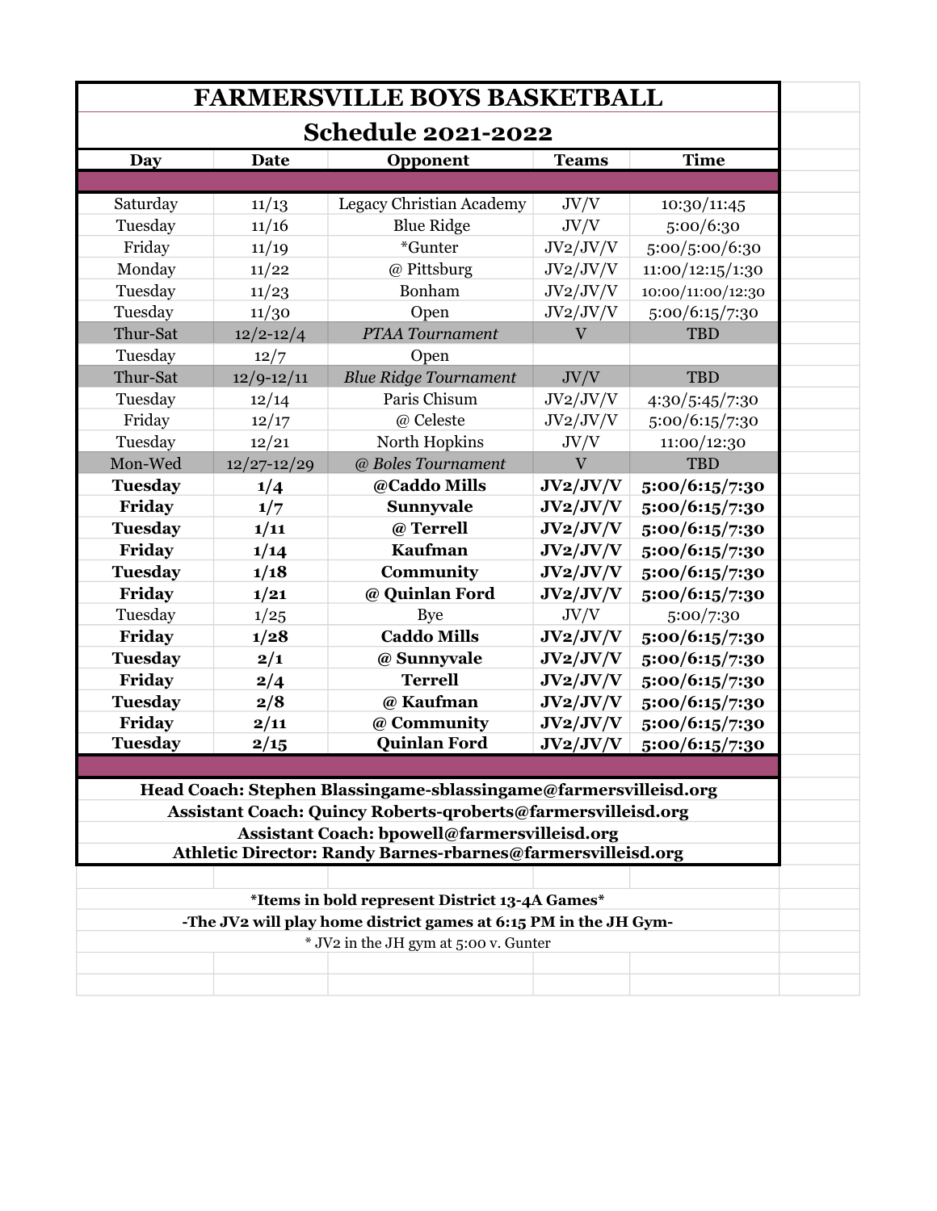# FARMERSVILLE BOYS BASKETBALL

## Schedule 2021-2022

| Day | Date | Opponent | Teams | Time |
|---|---|---|---|---|
| Saturday | 11/13 | Legacy Christian Academy | JV/V | 10:30/11:45 |
| Tuesday | 11/16 | Blue Ridge | JV/V | 5:00/6:30 |
| Friday | 11/19 | *Gunter | JV2/JV/V | 5:00/5:00/6:30 |
| Monday | 11/22 | @ Pittsburg | JV2/JV/V | 11:00/12:15/1:30 |
| Tuesday | 11/23 | Bonham | JV2/JV/V | 10:00/11:00/12:30 |
| Tuesday | 11/30 | Open | JV2/JV/V | 5:00/6:15/7:30 |
| Thur-Sat | 12/2-12/4 | *PTAA Tournament* | V | TBD |
| Tuesday | 12/7 | Open | | |
| Thur-Sat | 12/9-12/11 | *Blue Ridge Tournament* | JV/V | TBD |
| Tuesday | 12/14 | Paris Chisum | JV2/JV/V | 4:30/5:45/7:30 |
| Friday | 12/17 | @ Celeste | JV2/JV/V | 5:00/6:15/7:30 |
| Tuesday | 12/21 | North Hopkins | JV/V | 11:00/12:30 |
| Mon-Wed | 12/27-12/29 | *@ Boles Tournament* | V | TBD |
| **Tuesday** | **1/4** | **@Caddo Mills** | **JV2/JV/V** | **5:00/6:15/7:30** |
| **Friday** | **1/7** | **Sunnyvale** | **JV2/JV/V** | **5:00/6:15/7:30** |
| **Tuesday** | **1/11** | **@ Terrell** | **JV2/JV/V** | **5:00/6:15/7:30** |
| **Friday** | **1/14** | **Kaufman** | **JV2/JV/V** | **5:00/6:15/7:30** |
| **Tuesday** | **1/18** | **Community** | **JV2/JV/V** | **5:00/6:15/7:30** |
| **Friday** | **1/21** | **@ Quinlan Ford** | **JV2/JV/V** | **5:00/6:15/7:30** |
| Tuesday | 1/25 | Bye | JV/V | 5:00/7:30 |
| **Friday** | **1/28** | **Caddo Mills** | **JV2/JV/V** | **5:00/6:15/7:30** |
| **Tuesday** | **2/1** | **@ Sunnyvale** | **JV2/JV/V** | **5:00/6:15/7:30** |
| **Friday** | **2/4** | **Terrell** | **JV2/JV/V** | **5:00/6:15/7:30** |
| **Tuesday** | **2/8** | **@ Kaufman** | **JV2/JV/V** | **5:00/6:15/7:30** |
| **Friday** | **2/11** | **@ Community** | **JV2/JV/V** | **5:00/6:15/7:30** |
| **Tuesday** | **2/15** | **Quinlan Ford** | **JV2/JV/V** | **5:00/6:15/7:30** |

**Head Coach: Stephen Blassingame-sblassingame@farmersvilleisd.org**

**Assistant Coach: Quincy Roberts-qroberts@farmersvilleisd.org**

**Assistant Coach: bpowell@farmersvilleisd.org**

**Athletic Director: Randy Barnes-rbarnes@farmersvilleisd.org**

**\*Items in bold represent District 13-4A Games\***

**-The JV2 will play home district games at 6:15 PM in the JH Gym-**

\* JV2 in the JH gym at 5:00 v. Gunter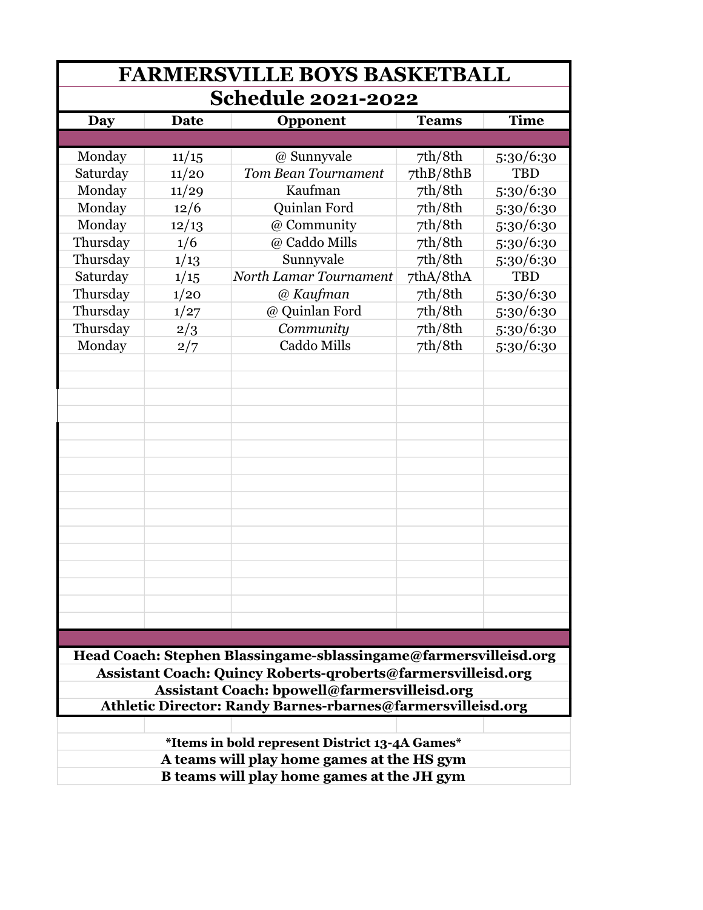# FARMERSVILLE BOYS BASKETBALL

## Schedule 2021-2022

| Day | Date | Opponent | Teams | Time |
|---|---|---|---|---|
| Monday | 11/15 | @ Sunnyvale | 7th/8th | 5:30/6:30 |
| Saturday | 11/20 | *Tom Bean Tournament* | 7thB/8thB | TBD |
| Monday | 11/29 | Kaufman | 7th/8th | 5:30/6:30 |
| Monday | 12/6 | Quinlan Ford | 7th/8th | 5:30/6:30 |
| Monday | 12/13 | @ Community | 7th/8th | 5:30/6:30 |
| Thursday | 1/6 | @ Caddo Mills | 7th/8th | 5:30/6:30 |
| Thursday | 1/13 | Sunnyvale | 7th/8th | 5:30/6:30 |
| Saturday | 1/15 | *North Lamar Tournament* | 7thA/8thA | TBD |
| Thursday | 1/20 | *@ Kaufman* | 7th/8th | 5:30/6:30 |
| Thursday | 1/27 | @ Quinlan Ford | 7th/8th | 5:30/6:30 |
| Thursday | 2/3 | *Community* | 7th/8th | 5:30/6:30 |
| Monday | 2/7 | Caddo Mills | 7th/8th | 5:30/6:30 |

**Head Coach: Stephen Blassingame-sblassingame@farmersvilleisd.org**

**Assistant Coach: Quincy Roberts-qroberts@farmersvilleisd.org**

**Assistant Coach: bpowell@farmersvilleisd.org**

**Athletic Director: Randy Barnes-rbarnes@farmersvilleisd.org**

**\*Items in bold represent District 13-4A Games\***

**A teams will play home games at the HS gym**

**B teams will play home games at the JH gym**